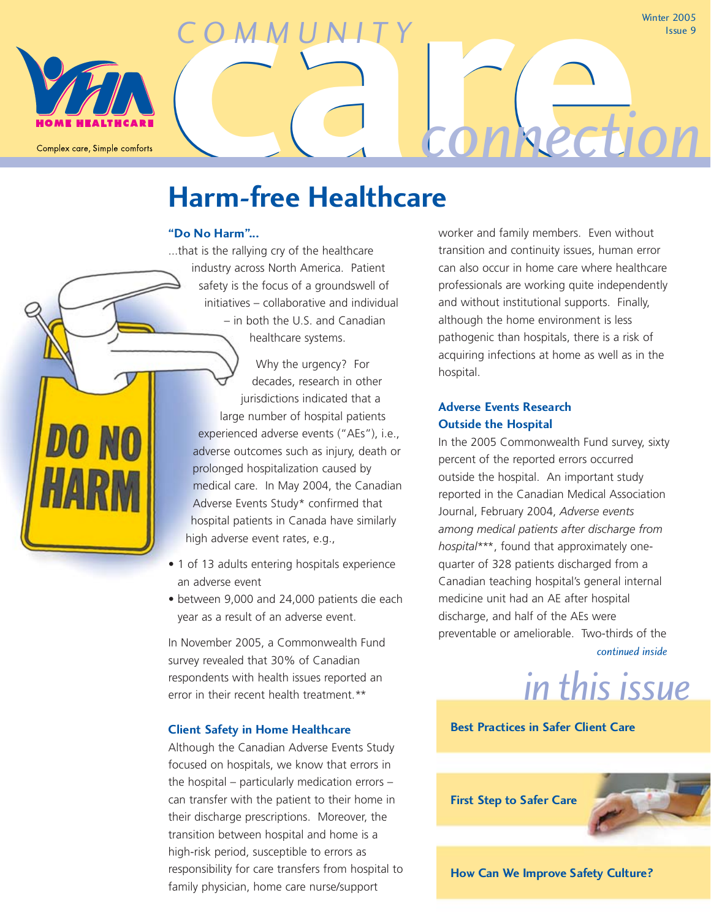# Community Care Connection

VHA Home Healthcare

Complex care, Simple comforts

Winter 2005
Issue 9

## Harm-free Healthcare

### "Do No Harm"...

...that is the rallying cry of the healthcare industry across North America. Patient safety is the focus of a groundswell of initiatives – collaborative and individual – in both the U.S. and Canadian healthcare systems.

Why the urgency? For decades, research in other jurisdictions indicated that a large number of hospital patients experienced adverse events ("AEs"), i.e., adverse outcomes such as injury, death or prolonged hospitalization caused by medical care. In May 2004, the Canadian Adverse Events Study* confirmed that hospital patients in Canada have similarly high adverse event rates, e.g.,

- 1 of 13 adults entering hospitals experience an adverse event
- between 9,000 and 24,000 patients die each year as a result of an adverse event.

In November 2005, a Commonwealth Fund survey revealed that 30% of Canadian respondents with health issues reported an error in their recent health treatment.**

### Client Safety in Home Healthcare

Although the Canadian Adverse Events Study focused on hospitals, we know that errors in the hospital – particularly medication errors – can transfer with the patient to their home in their discharge prescriptions. Moreover, the transition between hospital and home is a high-risk period, susceptible to errors as responsibility for care transfers from hospital to family physician, home care nurse/support worker and family members. Even without transition and continuity issues, human error can also occur in home care where healthcare professionals are working quite independently and without institutional supports. Finally, although the home environment is less pathogenic than hospitals, there is a risk of acquiring infections at home as well as in the hospital.

### Adverse Events Research Outside the Hospital

In the 2005 Commonwealth Fund survey, sixty percent of the reported errors occurred outside the hospital. An important study reported in the Canadian Medical Association Journal, February 2004, *Adverse events among medical patients after discharge from hospital****, found that approximately one-quarter of 328 patients discharged from a Canadian teaching hospital's general internal medicine unit had an AE after hospital discharge, and half of the AEs were preventable or ameliorable. Two-thirds of the

*continued inside*

## in this issue

- Best Practices in Safer Client Care
- First Step to Safer Care
- How Can We Improve Safety Culture?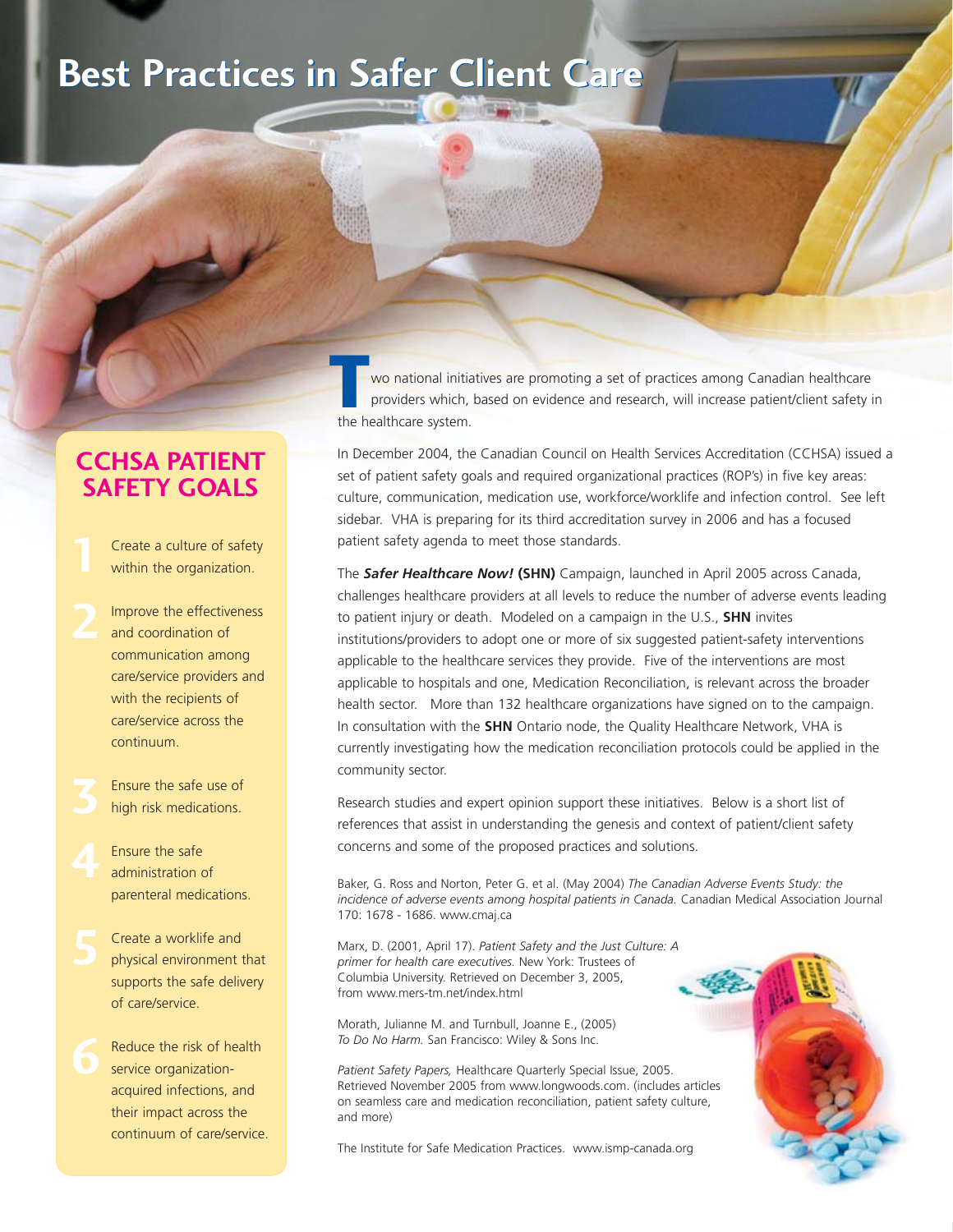# Best Practices in Safer Client Care

Two national initiatives are promoting a set of practices among Canadian healthcare providers which, based on evidence and research, will increase patient/client safety in the healthcare system.

In December 2004, the Canadian Council on Health Services Accreditation (CCHSA) issued a set of patient safety goals and required organizational practices (ROP's) in five key areas: culture, communication, medication use, workforce/worklife and infection control. See left sidebar. VHA is preparing for its third accreditation survey in 2006 and has a focused patient safety agenda to meet those standards.

The ***Safer Healthcare Now!*** **(SHN)** Campaign, launched in April 2005 across Canada, challenges healthcare providers at all levels to reduce the number of adverse events leading to patient injury or death. Modeled on a campaign in the U.S., **SHN** invites institutions/providers to adopt one or more of six suggested patient-safety interventions applicable to the healthcare services they provide. Five of the interventions are most applicable to hospitals and one, Medication Reconciliation, is relevant across the broader health sector. More than 132 healthcare organizations have signed on to the campaign. In consultation with the **SHN** Ontario node, the Quality Healthcare Network, VHA is currently investigating how the medication reconciliation protocols could be applied in the community sector.

Research studies and expert opinion support these initiatives. Below is a short list of references that assist in understanding the genesis and context of patient/client safety concerns and some of the proposed practices and solutions.

Baker, G. Ross and Norton, Peter G. et al. (May 2004) *The Canadian Adverse Events Study: the incidence of adverse events among hospital patients in Canada.* Canadian Medical Association Journal 170: 1678 - 1686. www.cmaj.ca

Marx, D. (2001, April 17). *Patient Safety and the Just Culture: A primer for health care executives.* New York: Trustees of Columbia University. Retrieved on December 3, 2005, from www.mers-tm.net/index.html

Morath, Julianne M. and Turnbull, Joanne E., (2005) *To Do No Harm.* San Francisco: Wiley & Sons Inc.

*Patient Safety Papers,* Healthcare Quarterly Special Issue, 2005. Retrieved November 2005 from www.longwoods.com. (includes articles on seamless care and medication reconciliation, patient safety culture, and more)

The Institute for Safe Medication Practices. www.ismp-canada.org

## CCHSA PATIENT SAFETY GOALS

1. Create a culture of safety within the organization.
2. Improve the effectiveness and coordination of communication among care/service providers and with the recipients of care/service across the continuum.
3. Ensure the safe use of high risk medications.
4. Ensure the safe administration of parenteral medications.
5. Create a worklife and physical environment that supports the safe delivery of care/service.
6. Reduce the risk of health service organization-acquired infections, and their impact across the continuum of care/service.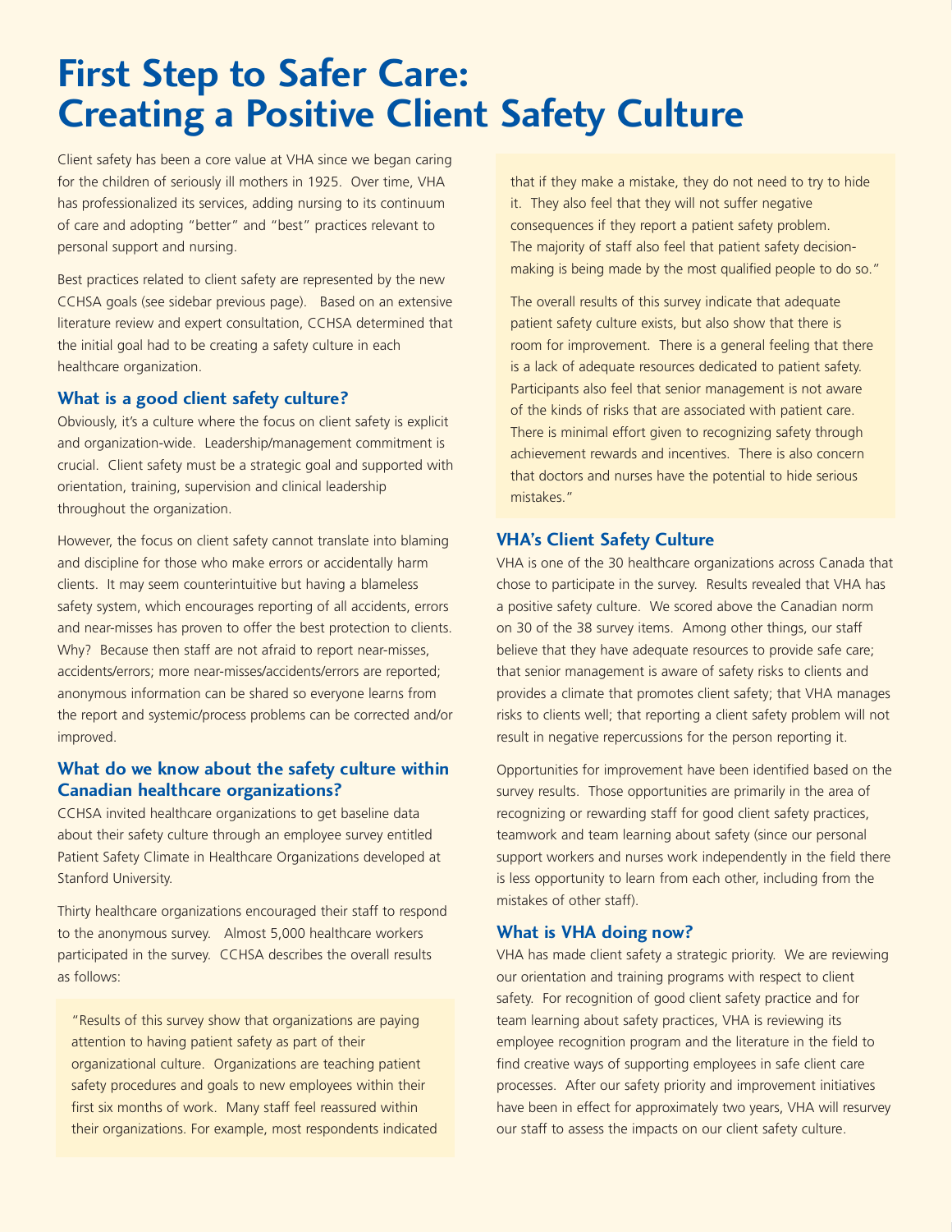# First Step to Safer Care: Creating a Positive Client Safety Culture

Client safety has been a core value at VHA since we began caring for the children of seriously ill mothers in 1925. Over time, VHA has professionalized its services, adding nursing to its continuum of care and adopting "better" and "best" practices relevant to personal support and nursing.

Best practices related to client safety are represented by the new CCHSA goals (see sidebar previous page). Based on an extensive literature review and expert consultation, CCHSA determined that the initial goal had to be creating a safety culture in each healthcare organization.

## What is a good client safety culture?

Obviously, it's a culture where the focus on client safety is explicit and organization-wide. Leadership/management commitment is crucial. Client safety must be a strategic goal and supported with orientation, training, supervision and clinical leadership throughout the organization.

However, the focus on client safety cannot translate into blaming and discipline for those who make errors or accidentally harm clients. It may seem counterintuitive but having a blameless safety system, which encourages reporting of all accidents, errors and near-misses has proven to offer the best protection to clients. Why? Because then staff are not afraid to report near-misses, accidents/errors; more near-misses/accidents/errors are reported; anonymous information can be shared so everyone learns from the report and systemic/process problems can be corrected and/or improved.

## What do we know about the safety culture within Canadian healthcare organizations?

CCHSA invited healthcare organizations to get baseline data about their safety culture through an employee survey entitled Patient Safety Climate in Healthcare Organizations developed at Stanford University.

Thirty healthcare organizations encouraged their staff to respond to the anonymous survey. Almost 5,000 healthcare workers participated in the survey. CCHSA describes the overall results as follows:

> "Results of this survey show that organizations are paying attention to having patient safety as part of their organizational culture. Organizations are teaching patient safety procedures and goals to new employees within their first six months of work. Many staff feel reassured within their organizations. For example, most respondents indicated that if they make a mistake, they do not need to try to hide it. They also feel that they will not suffer negative consequences if they report a patient safety problem. The majority of staff also feel that patient safety decision-making is being made by the most qualified people to do so."
>
> The overall results of this survey indicate that adequate patient safety culture exists, but also show that there is room for improvement. There is a general feeling that there is a lack of adequate resources dedicated to patient safety. Participants also feel that senior management is not aware of the kinds of risks that are associated with patient care. There is minimal effort given to recognizing safety through achievement rewards and incentives. There is also concern that doctors and nurses have the potential to hide serious mistakes."

## VHA's Client Safety Culture

VHA is one of the 30 healthcare organizations across Canada that chose to participate in the survey. Results revealed that VHA has a positive safety culture. We scored above the Canadian norm on 30 of the 38 survey items. Among other things, our staff believe that they have adequate resources to provide safe care; that senior management is aware of safety risks to clients and provides a climate that promotes client safety; that VHA manages risks to clients well; that reporting a client safety problem will not result in negative repercussions for the person reporting it.

Opportunities for improvement have been identified based on the survey results. Those opportunities are primarily in the area of recognizing or rewarding staff for good client safety practices, teamwork and team learning about safety (since our personal support workers and nurses work independently in the field there is less opportunity to learn from each other, including from the mistakes of other staff).

## What is VHA doing now?

VHA has made client safety a strategic priority. We are reviewing our orientation and training programs with respect to client safety. For recognition of good client safety practice and for team learning about safety practices, VHA is reviewing its employee recognition program and the literature in the field to find creative ways of supporting employees in safe client care processes. After our safety priority and improvement initiatives have been in effect for approximately two years, VHA will resurvey our staff to assess the impacts on our client safety culture.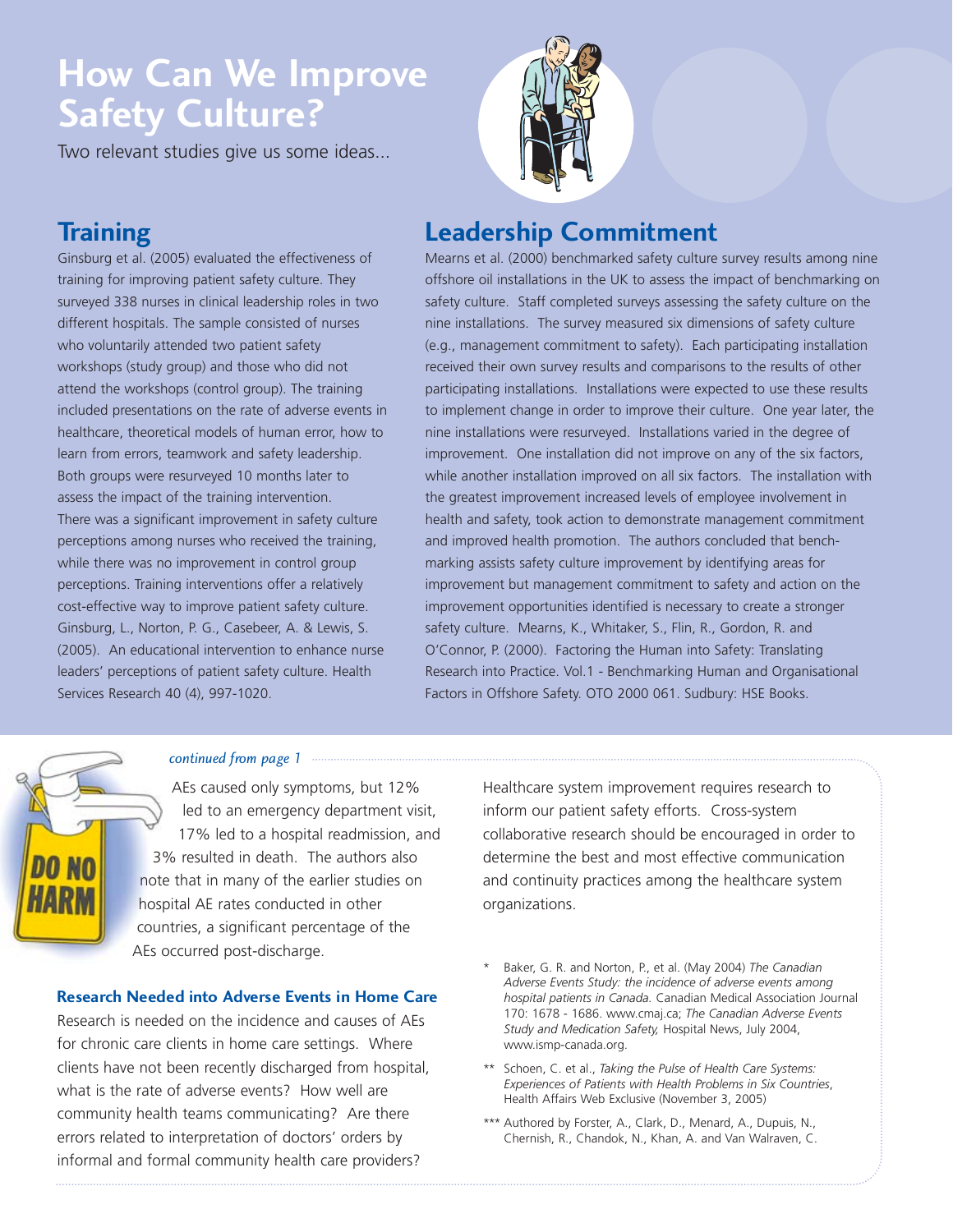# How Can We Improve Safety Culture?

Two relevant studies give us some ideas...

## Training

Ginsburg et al. (2005) evaluated the effectiveness of training for improving patient safety culture. They surveyed 338 nurses in clinical leadership roles in two different hospitals. The sample consisted of nurses who voluntarily attended two patient safety workshops (study group) and those who did not attend the workshops (control group). The training included presentations on the rate of adverse events in healthcare, theoretical models of human error, how to learn from errors, teamwork and safety leadership. Both groups were resurveyed 10 months later to assess the impact of the training intervention. There was a significant improvement in safety culture perceptions among nurses who received the training, while there was no improvement in control group perceptions. Training interventions offer a relatively cost-effective way to improve patient safety culture. Ginsburg, L., Norton, P. G., Casebeer, A. & Lewis, S. (2005). An educational intervention to enhance nurse leaders' perceptions of patient safety culture. Health Services Research 40 (4), 997-1020.

## Leadership Commitment

Mearns et al. (2000) benchmarked safety culture survey results among nine offshore oil installations in the UK to assess the impact of benchmarking on safety culture. Staff completed surveys assessing the safety culture on the nine installations. The survey measured six dimensions of safety culture (e.g., management commitment to safety). Each participating installation received their own survey results and comparisons to the results of other participating installations. Installations were expected to use these results to implement change in order to improve their culture. One year later, the nine installations were resurveyed. Installations varied in the degree of improvement. One installation did not improve on any of the six factors, while another installation improved on all six factors. The installation with the greatest improvement increased levels of employee involvement in health and safety, took action to demonstrate management commitment and improved health promotion. The authors concluded that benchmarking assists safety culture improvement by identifying areas for improvement but management commitment to safety and action on the improvement opportunities identified is necessary to create a stronger safety culture. Mearns, K., Whitaker, S., Flin, R., Gordon, R. and O'Connor, P. (2000). Factoring the Human into Safety: Translating Research into Practice. Vol.1 - Benchmarking Human and Organisational Factors in Offshore Safety. OTO 2000 061. Sudbury: HSE Books.

*continued from page 1*

AEs caused only symptoms, but 12% led to an emergency department visit, 17% led to a hospital readmission, and 3% resulted in death. The authors also note that in many of the earlier studies on hospital AE rates conducted in other countries, a significant percentage of the AEs occurred post-discharge.

### Research Needed into Adverse Events in Home Care

Research is needed on the incidence and causes of AEs for chronic care clients in home care settings. Where clients have not been recently discharged from hospital, what is the rate of adverse events? How well are community health teams communicating? Are there errors related to interpretation of doctors' orders by informal and formal community health care providers?

Healthcare system improvement requires research to inform our patient safety efforts. Cross-system collaborative research should be encouraged in order to determine the best and most effective communication and continuity practices among the healthcare system organizations.

\* Baker, G. R. and Norton, P., et al. (May 2004) *The Canadian Adverse Events Study: the incidence of adverse events among hospital patients in Canada.* Canadian Medical Association Journal 170: 1678 - 1686. www.cmaj.ca; *The Canadian Adverse Events Study and Medication Safety,* Hospital News, July 2004, www.ismp-canada.org.

\*\* Schoen, C. et al., *Taking the Pulse of Health Care Systems: Experiences of Patients with Health Problems in Six Countries*, Health Affairs Web Exclusive (November 3, 2005)

\*\*\* Authored by Forster, A., Clark, D., Menard, A., Dupuis, N., Chernish, R., Chandok, N., Khan, A. and Van Walraven, C.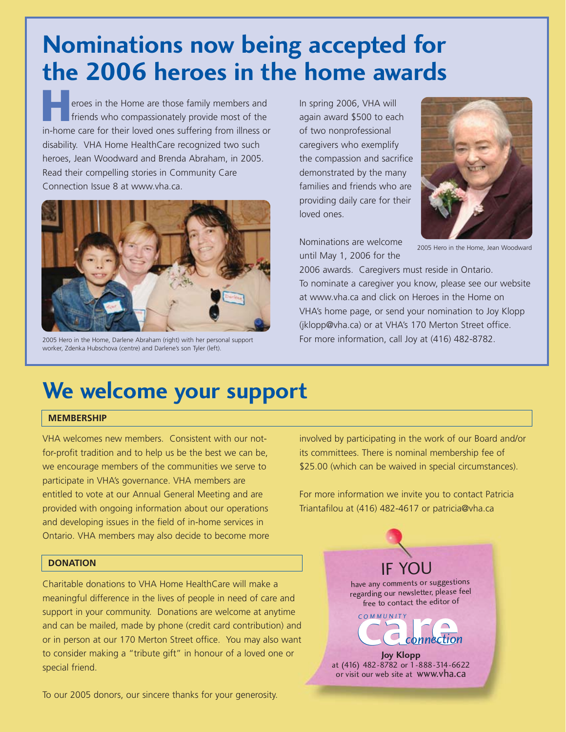# Nominations now being accepted for the 2006 heroes in the home awards

Heroes in the Home are those family members and friends who compassionately provide most of the in-home care for their loved ones suffering from illness or disability. VHA Home HealthCare recognized two such heroes, Jean Woodward and Brenda Abraham, in 2005. Read their compelling stories in Community Care Connection Issue 8 at www.vha.ca.

2005 Hero in the Home, Darlene Abraham (right) with her personal support worker, Zdenka Hubschova (centre) and Darlene's son Tyler (left).

In spring 2006, VHA will again award $500 to each of two nonprofessional caregivers who exemplify the compassion and sacrifice demonstrated by the many families and friends who are providing daily care for their loved ones.

2005 Hero in the Home, Jean Woodward

Nominations are welcome until May 1, 2006 for the 2006 awards. Caregivers must reside in Ontario. To nominate a caregiver you know, please see our website at www.vha.ca and click on Heroes in the Home on VHA's home page, or send your nomination to Joy Klopp (jklopp@vha.ca) or at VHA's 170 Merton Street office. For more information, call Joy at (416) 482-8782.

# We welcome your support

## MEMBERSHIP

VHA welcomes new members. Consistent with our not-for-profit tradition and to help us be the best we can be, we encourage members of the communities we serve to participate in VHA's governance. VHA members are entitled to vote at our Annual General Meeting and are provided with ongoing information about our operations and developing issues in the field of in-home services in Ontario. VHA members may also decide to become more involved by participating in the work of our Board and/or its committees. There is nominal membership fee of $25.00 (which can be waived in special circumstances).

For more information we invite you to contact Patricia Triantafilou at (416) 482-4617 or patricia@vha.ca

## DONATION

Charitable donations to VHA Home HealthCare will make a meaningful difference in the lives of people in need of care and support in your community. Donations are welcome at anytime and can be mailed, made by phone (credit card contribution) and or in person at our 170 Merton Street office. You may also want to consider making a "tribute gift" in honour of a loved one or special friend.

To our 2005 donors, our sincere thanks for your generosity.

IF YOU have any comments or suggestions regarding our newsletter, please feel free to contact the editor of COMMUNITY care connection

**Joy Klopp**
at (416) 482-8782 or 1-888-314-6622
or visit our web site at www.vha.ca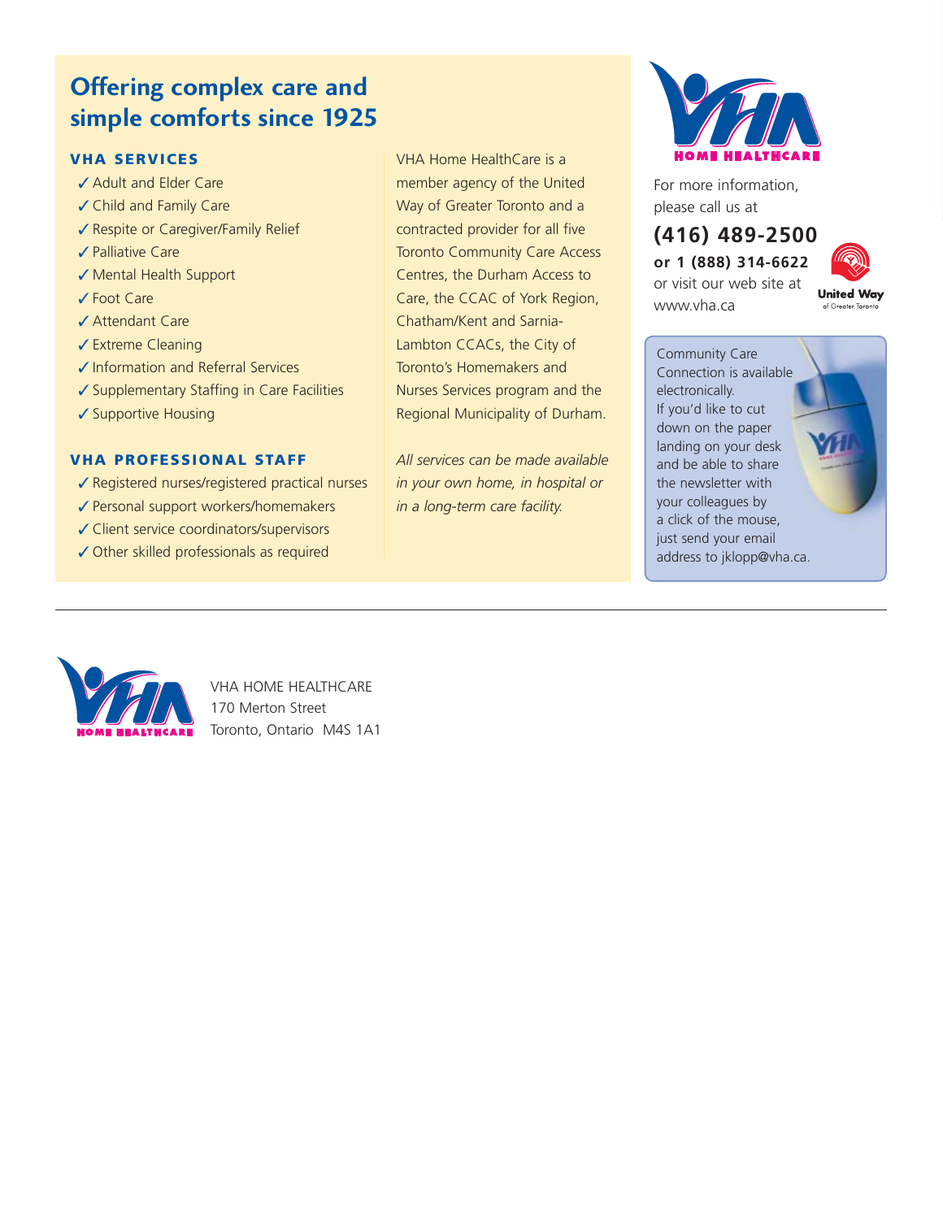# Offering complex care and simple comforts since 1925

### VHA SERVICES

- ✓ Adult and Elder Care
- ✓ Child and Family Care
- ✓ Respite or Caregiver/Family Relief
- ✓ Palliative Care
- ✓ Mental Health Support
- ✓ Foot Care
- ✓ Attendant Care
- ✓ Extreme Cleaning
- ✓ Information and Referral Services
- ✓ Supplementary Staffing in Care Facilities
- ✓ Supportive Housing

### VHA PROFESSIONAL STAFF

- ✓ Registered nurses/registered practical nurses
- ✓ Personal support workers/homemakers
- ✓ Client service coordinators/supervisors
- ✓ Other skilled professionals as required

VHA Home HealthCare is a member agency of the United Way of Greater Toronto and a contracted provider for all five Toronto Community Care Access Centres, the Durham Access to Care, the CCAC of York Region, Chatham/Kent and Sarnia-Lambton CCACs, the City of Toronto's Homemakers and Nurses Services program and the Regional Municipality of Durham.

*All services can be made available in your own home, in hospital or in a long-term care facility.*

VHA HOME HEALTHCARE

For more information, please call us at

**(416) 489-2500**

**or 1 (888) 314-6622**

or visit our web site at www.vha.ca

United Way of Greater Toronto

Community Care Connection is available electronically. If you'd like to cut down on the paper landing on your desk and be able to share the newsletter with your colleagues by a click of the mouse, just send your email address to jklopp@vha.ca.

---

VHA HOME HEALTHCARE
170 Merton Street
Toronto, Ontario M4S 1A1